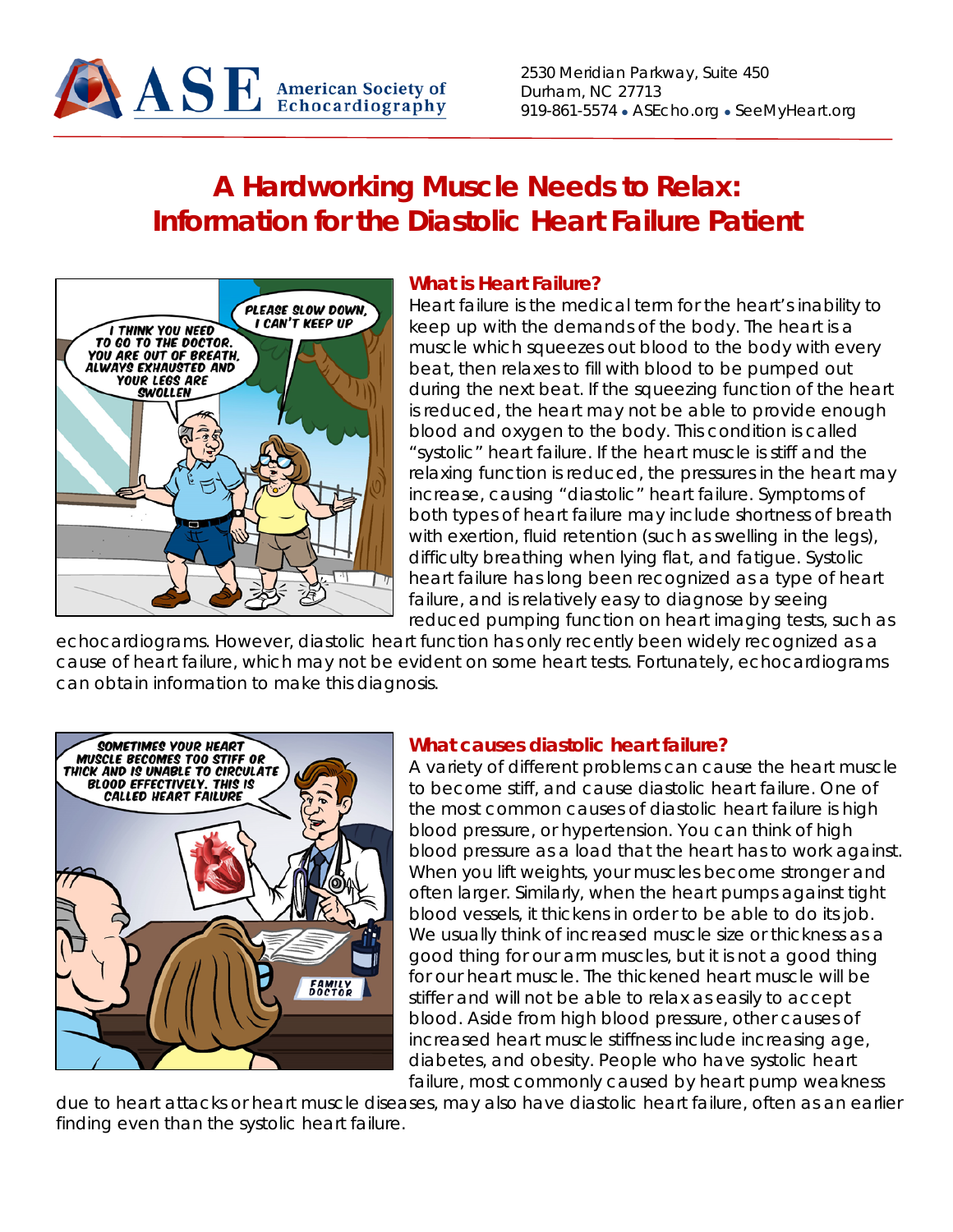# A Hardworking Muscle Needs to Relax: Information for the Diastolic Heart Failure Patient

## What is Heart Failure?

Heart failure is the medical term for the heart's inability to keep up with the demands of the body. The heart is a muscle which squeezes out blood to the body with every beat, then relaxes to fill with blood to be pumped out during the next beat. If the squeezing function of the heart is reduced, the heart may not be able to provide enough blood and oxygen to the body. This condition is called "systolic" heart failure. If the heart muscle is stiff and the relaxing function is reduced, the pressures in the heart may increase, causing "diastolic" heart failure. Symptoms of both types of heart failure may include shortness of breath with exertion, fluid retention (such as swelling in the legs), difficulty breathing when lying flat, and fatigue. Systolic heart failure has long been recognized as a type of heart failure, and is relatively easy to diagnose by seeing reduced pumping function on heart imaging tests, such as echocardiograms. However, diastolic heart function has only recently been widely recognized as a cause of heart failure, which may not be evident on some heart tests. Fortunately, echocardiograms can obtain information to make this diagnosis.

## What causes diastolic heart failure?

A variety of different problems can cause the heart muscle to become stiff, and cause diastolic heart failure. One of the most common causes of diastolic heart failure is high blood pressure, or hypertension. You can think of high blood pressure as a load that the heart has to work against. When you lift weights, your muscles become stronger and often larger. Similarly, when the heart pumps against tight blood vessels, it thickens in order to be able to do its job. We usually think of increased muscle size or thickness as a good thing for our arm muscles, but it is not a good thing for our heart muscle. The thickened heart muscle will be stiffer and will not be able to relax as easily to accept blood. Aside from high blood pressure, other causes of increased heart muscle stiffness include increasing age, diabetes, and obesity. People who have systolic heart failure, most commonly caused by heart pump weakness due to heart attacks or heart muscle diseases, may also have diastolic heart failure, often as an earlier finding even than the systolic heart failure.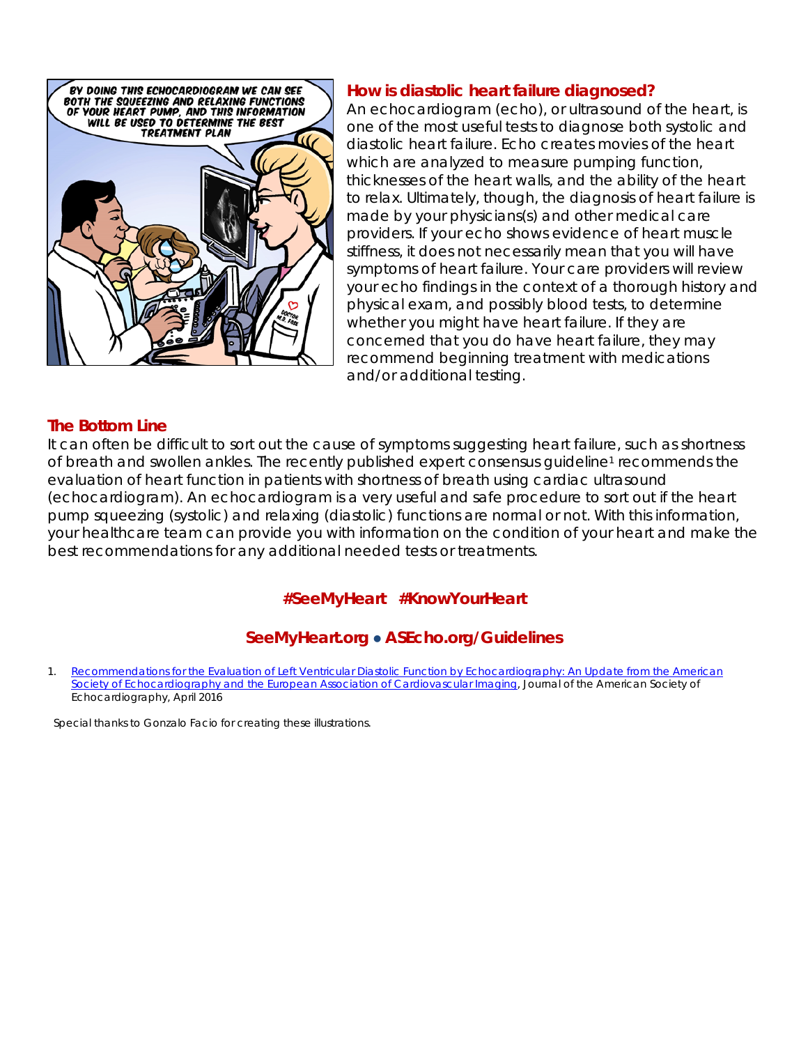## How is diastolic heart failure diagnosed?

An echocardiogram (echo), or ultrasound of the heart, is one of the most useful tests to diagnose both systolic and diastolic heart failure. Echo creates movies of the heart which are analyzed to measure pumping function, thicknesses of the heart walls, and the ability of the heart to relax. Ultimately, though, the diagnosis of heart failure is made by your physicians(s) and other medical care providers. If your echo shows evidence of heart muscle stiffness, it does not necessarily mean that you will have symptoms of heart failure. Your care providers will review your echo findings in the context of a thorough history and physical exam, and possibly blood tests, to determine whether you might have heart failure. If they are concerned that you do have heart failure, they may recommend beginning treatment with medications and/or additional testing.

## The Bottom Line

It can often be difficult to sort out the cause of symptoms suggesting heart failure, such as shortness of breath and swollen ankles. The recently published expert consensus guideline[1] recommends the evaluation of heart function in patients with shortness of breath using cardiac ultrasound (echocardiogram). An echocardiogram is a very useful and safe procedure to sort out if the heart pump squeezing (systolic) and relaxing (diastolic) functions are normal or not. With this information, your healthcare team can provide you with information on the condition of your heart and make the best recommendations for any additional needed tests or treatments.

**#SeeMyHeart #KnowYourHeart**

**SeeMyHeart.org ● ASEcho.org/Guidelines**

1. Recommendations for the Evaluation of Left Ventricular Diastolic Function by Echocardiography: An Update from the American Society of Echocardiography and the European Association of Cardiovascular Imaging, Journal of the American Society of Echocardiography, April 2016

*Special thanks to Gonzalo Facio for creating these illustrations.*